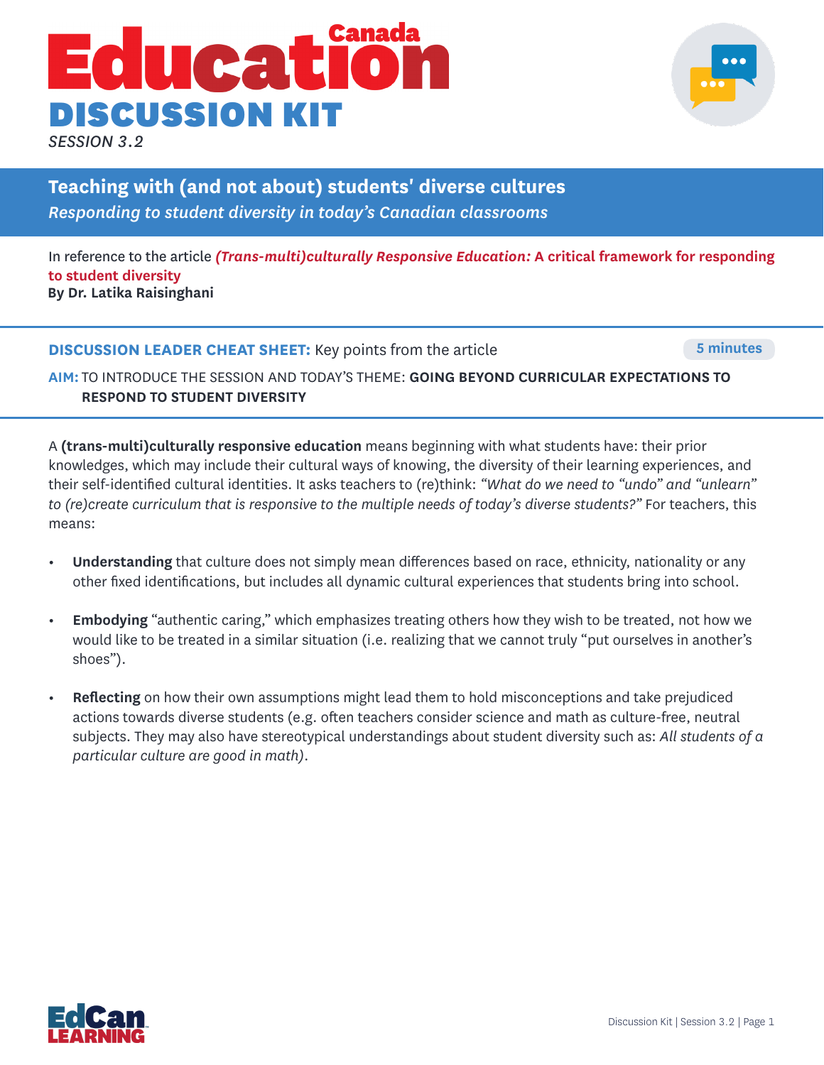# Education Canada DISCUSSION KIT

*SESSION 3.2*

## Teaching with (and not about) students' diverse cultures

*Responding to student diversity in today's Canadian classrooms*

In reference to the article ***(Trans-multi)culturally Responsive Education:* A critical framework for responding to student diversity**
**By Dr. Latika Raisinghani**

---

**DISCUSSION LEADER CHEAT SHEET:** Key points from the article — **5 minutes**

**AIM:** TO INTRODUCE THE SESSION AND TODAY'S THEME: **GOING BEYOND CURRICULAR EXPECTATIONS TO RESPOND TO STUDENT DIVERSITY**

---

A **(trans-multi)culturally responsive education** means beginning with what students have: their prior knowledges, which may include their cultural ways of knowing, the diversity of their learning experiences, and their self-identified cultural identities. It asks teachers to (re)think: *"What do we need to "undo" and "unlearn" to (re)create curriculum that is responsive to the multiple needs of today's diverse students?"* For teachers, this means:

- **Understanding** that culture does not simply mean differences based on race, ethnicity, nationality or any other fixed identifications, but includes all dynamic cultural experiences that students bring into school.
- **Embodying** "authentic caring," which emphasizes treating others how they wish to be treated, not how we would like to be treated in a similar situation (i.e. realizing that we cannot truly "put ourselves in another's shoes").
- **Reflecting** on how their own assumptions might lead them to hold misconceptions and take prejudiced actions towards diverse students (e.g. often teachers consider science and math as culture-free, neutral subjects. They may also have stereotypical understandings about student diversity such as: *All students of a particular culture are good in math)*.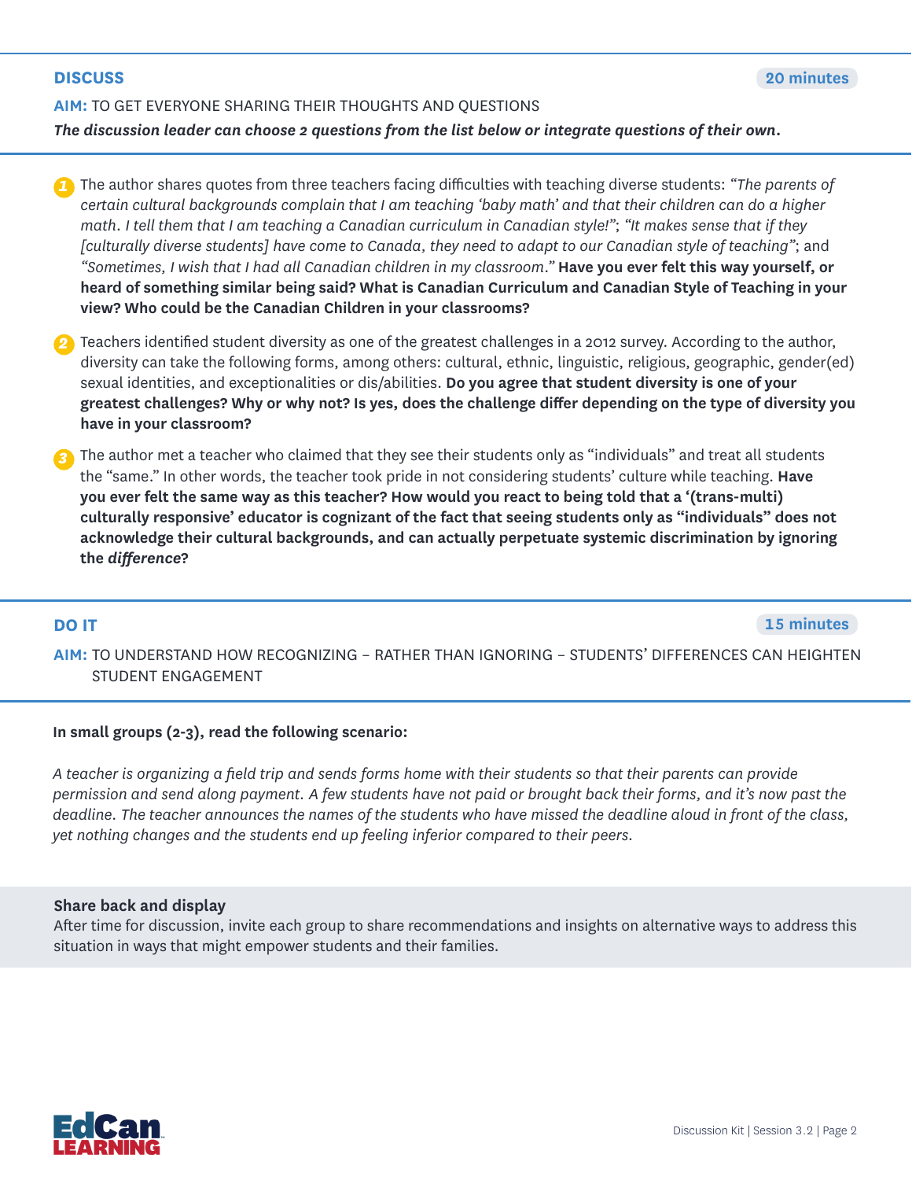## DISCUSS

20 minutes

**AIM:** TO GET EVERYONE SHARING THEIR THOUGHTS AND QUESTIONS

***The discussion leader can choose 2 questions from the list below or integrate questions of their own.***

1. The author shares quotes from three teachers facing difficulties with teaching diverse students: *"The parents of certain cultural backgrounds complain that I am teaching 'baby math' and that their children can do a higher math. I tell them that I am teaching a Canadian curriculum in Canadian style!"*; *"It makes sense that if they [culturally diverse students] have come to Canada, they need to adapt to our Canadian style of teaching"*; and *"Sometimes, I wish that I had all Canadian children in my classroom."* **Have you ever felt this way yourself, or heard of something similar being said? What is Canadian Curriculum and Canadian Style of Teaching in your view? Who could be the Canadian Children in your classrooms?**

2. Teachers identified student diversity as one of the greatest challenges in a 2012 survey. According to the author, diversity can take the following forms, among others: cultural, ethnic, linguistic, religious, geographic, gender(ed) sexual identities, and exceptionalities or dis/abilities. **Do you agree that student diversity is one of your greatest challenges? Why or why not? Is yes, does the challenge differ depending on the type of diversity you have in your classroom?**

3. The author met a teacher who claimed that they see their students only as "individuals" and treat all students the "same." In other words, the teacher took pride in not considering students' culture while teaching. **Have you ever felt the same way as this teacher? How would you react to being told that a '(trans-multi) culturally responsive' educator is cognizant of the fact that seeing students only as "individuals" does not acknowledge their cultural backgrounds, and can actually perpetuate systemic discrimination by ignoring the *difference*?**

## DO IT

15 minutes

**AIM:** TO UNDERSTAND HOW RECOGNIZING – RATHER THAN IGNORING – STUDENTS' DIFFERENCES CAN HEIGHTEN STUDENT ENGAGEMENT

**In small groups (2-3), read the following scenario:**

*A teacher is organizing a field trip and sends forms home with their students so that their parents can provide permission and send along payment. A few students have not paid or brought back their forms, and it's now past the deadline. The teacher announces the names of the students who have missed the deadline aloud in front of the class, yet nothing changes and the students end up feeling inferior compared to their peers.*

**Share back and display**

After time for discussion, invite each group to share recommendations and insights on alternative ways to address this situation in ways that might empower students and their families.